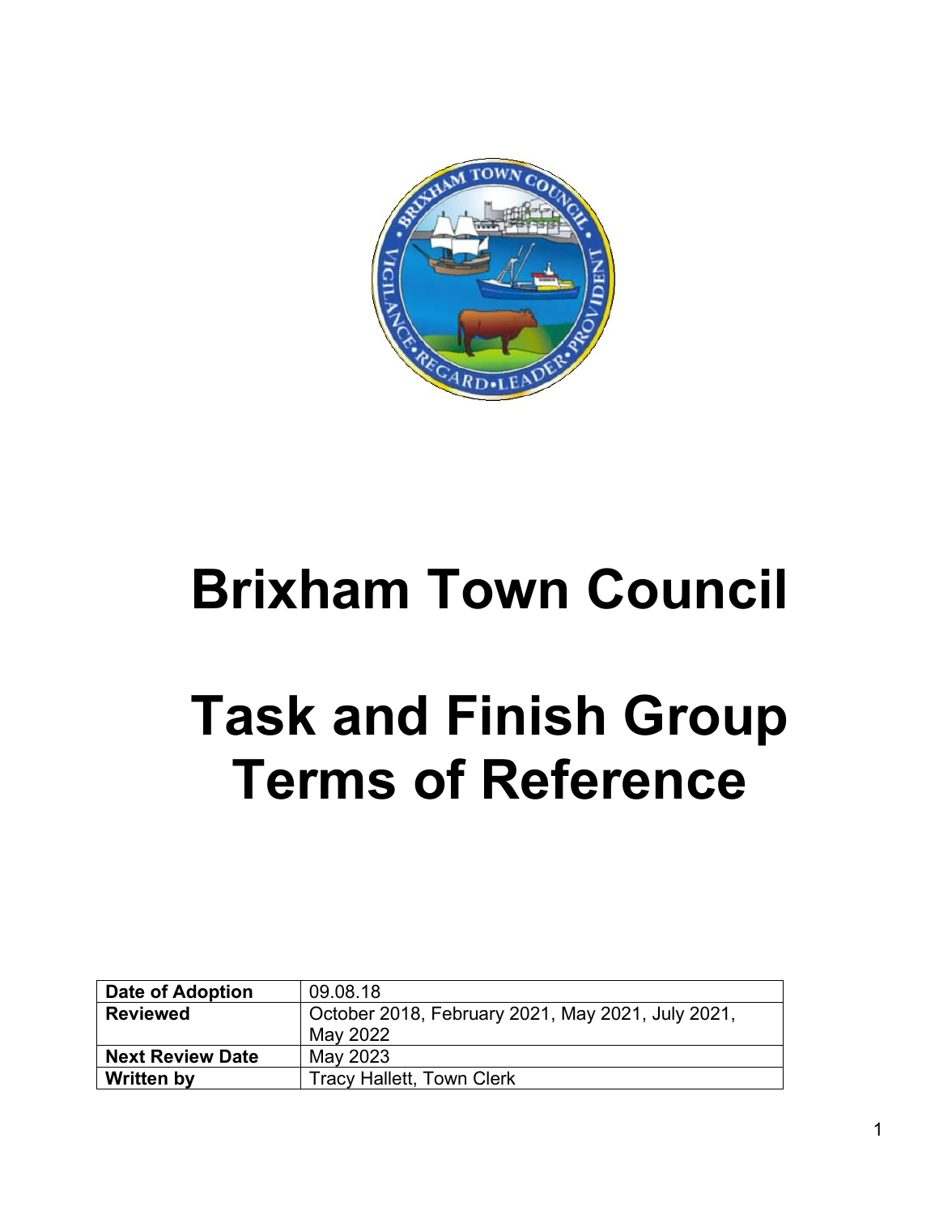# Brixham Town Council

# Task and Finish Group Terms of Reference

| Date of Adoption | 09.08.18 |
|---|---|
| Reviewed | October 2018, February 2021, May 2021, July 2021, May 2022 |
| Next Review Date | May 2023 |
| Written by | Tracy Hallett, Town Clerk |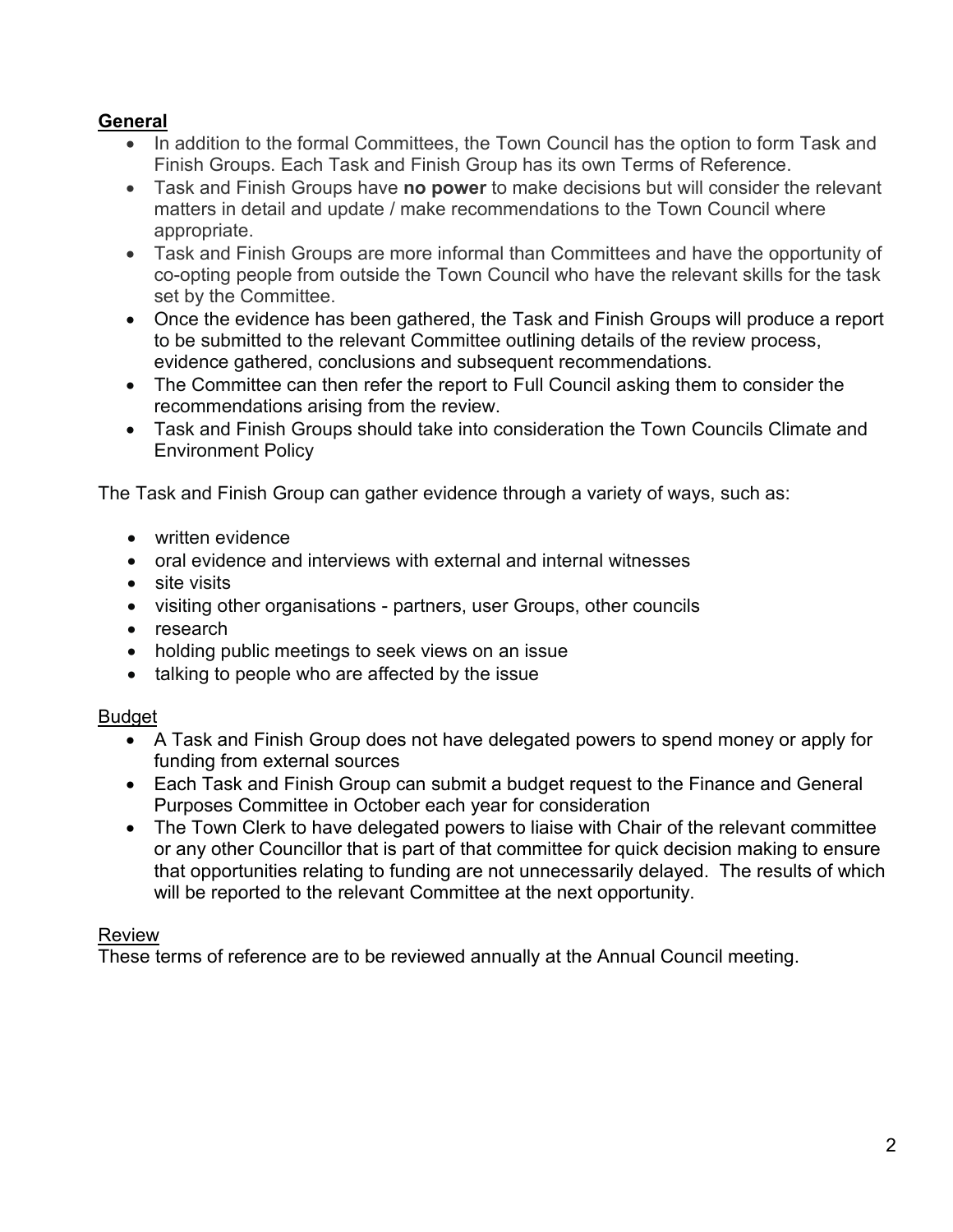**General**

- In addition to the formal Committees, the Town Council has the option to form Task and Finish Groups. Each Task and Finish Group has its own Terms of Reference.
- Task and Finish Groups have **no power** to make decisions but will consider the relevant matters in detail and update / make recommendations to the Town Council where appropriate.
- Task and Finish Groups are more informal than Committees and have the opportunity of co-opting people from outside the Town Council who have the relevant skills for the task set by the Committee.
- Once the evidence has been gathered, the Task and Finish Groups will produce a report to be submitted to the relevant Committee outlining details of the review process, evidence gathered, conclusions and subsequent recommendations.
- The Committee can then refer the report to Full Council asking them to consider the recommendations arising from the review.
- Task and Finish Groups should take into consideration the Town Councils Climate and Environment Policy

The Task and Finish Group can gather evidence through a variety of ways, such as:

- written evidence
- oral evidence and interviews with external and internal witnesses
- site visits
- visiting other organisations - partners, user Groups, other councils
- research
- holding public meetings to seek views on an issue
- talking to people who are affected by the issue

Budget

- A Task and Finish Group does not have delegated powers to spend money or apply for funding from external sources
- Each Task and Finish Group can submit a budget request to the Finance and General Purposes Committee in October each year for consideration
- The Town Clerk to have delegated powers to liaise with Chair of the relevant committee or any other Councillor that is part of that committee for quick decision making to ensure that opportunities relating to funding are not unnecessarily delayed. The results of which will be reported to the relevant Committee at the next opportunity.

Review

These terms of reference are to be reviewed annually at the Annual Council meeting.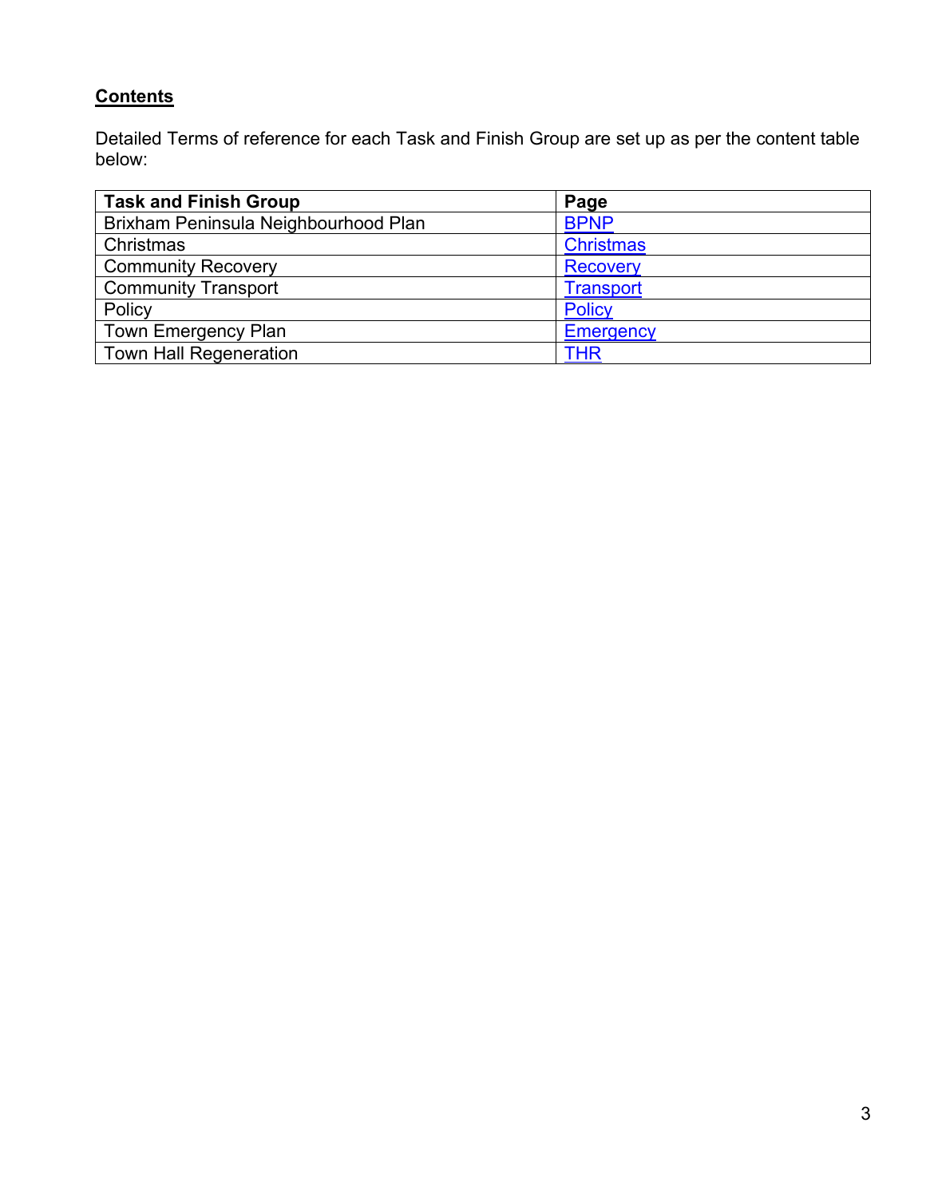## **Contents**

Detailed Terms of reference for each Task and Finish Group are set up as per the content table below:

| Task and Finish Group | Page |
| --- | --- |
| Brixham Peninsula Neighbourhood Plan | BPNP |
| Christmas | Christmas |
| Community Recovery | Recovery |
| Community Transport | Transport |
| Policy | Policy |
| Town Emergency Plan | Emergency |
| Town Hall Regeneration | THR |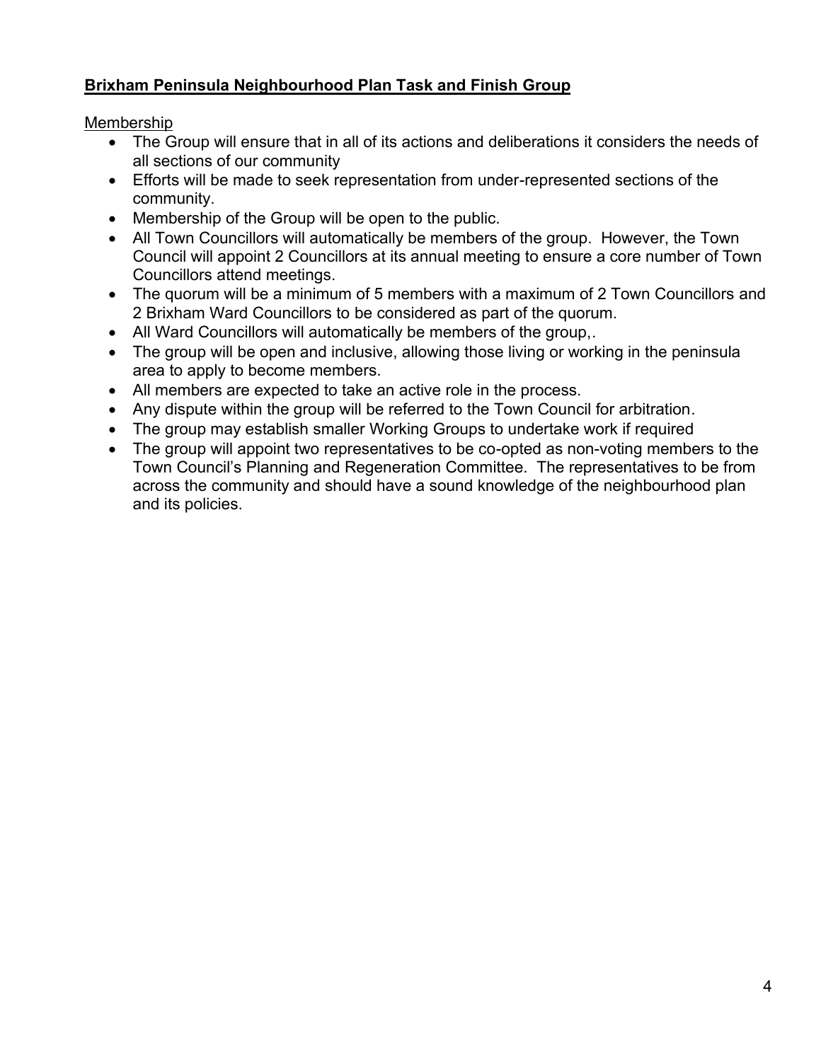**Brixham Peninsula Neighbourhood Plan Task and Finish Group**

Membership

- The Group will ensure that in all of its actions and deliberations it considers the needs of all sections of our community
- Efforts will be made to seek representation from under-represented sections of the community.
- Membership of the Group will be open to the public.
- All Town Councillors will automatically be members of the group. However, the Town Council will appoint 2 Councillors at its annual meeting to ensure a core number of Town Councillors attend meetings.
- The quorum will be a minimum of 5 members with a maximum of 2 Town Councillors and 2 Brixham Ward Councillors to be considered as part of the quorum.
- All Ward Councillors will automatically be members of the group,.
- The group will be open and inclusive, allowing those living or working in the peninsula area to apply to become members.
- All members are expected to take an active role in the process.
- Any dispute within the group will be referred to the Town Council for arbitration.
- The group may establish smaller Working Groups to undertake work if required
- The group will appoint two representatives to be co-opted as non-voting members to the Town Council's Planning and Regeneration Committee. The representatives to be from across the community and should have a sound knowledge of the neighbourhood plan and its policies.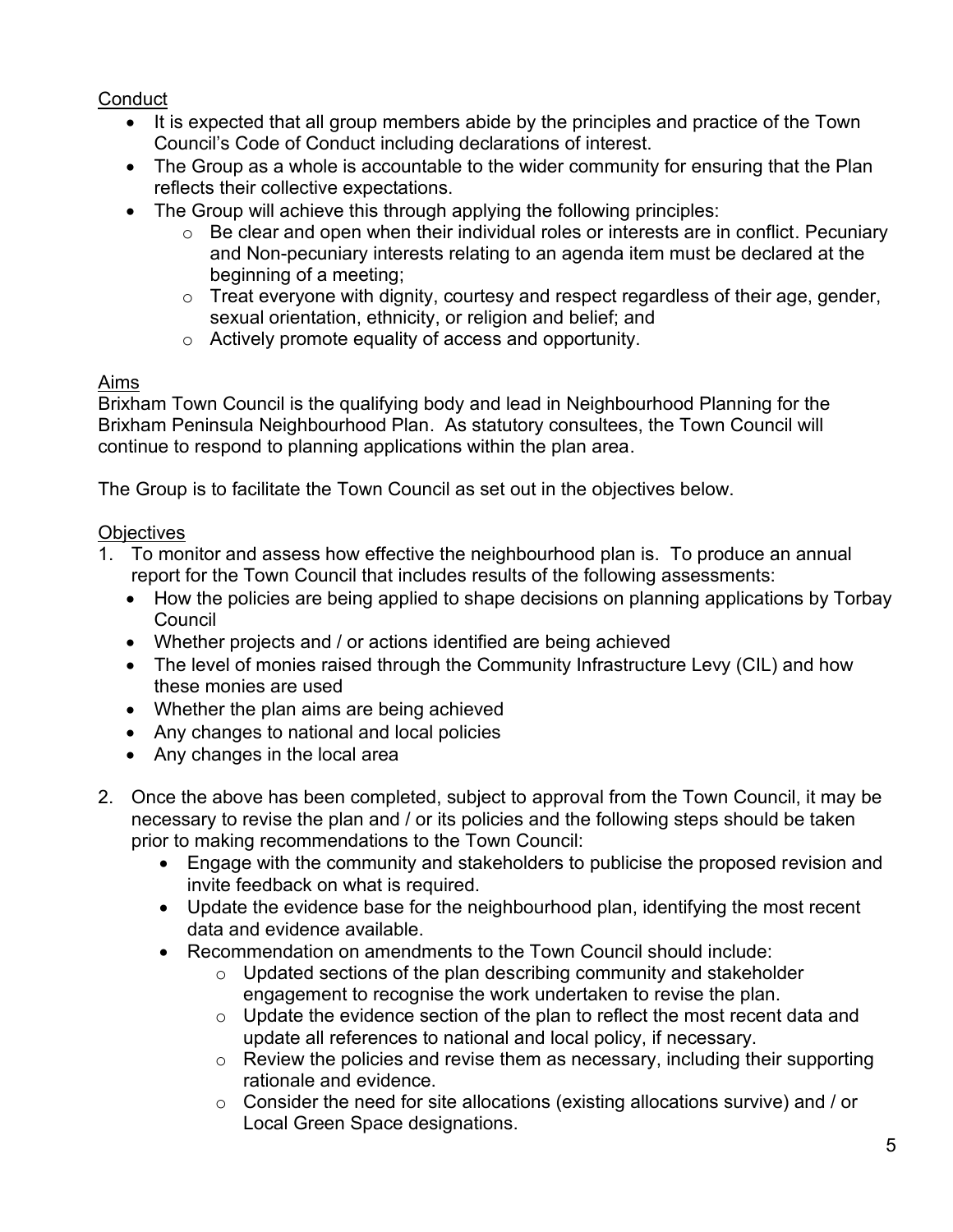Conduct

- It is expected that all group members abide by the principles and practice of the Town Council's Code of Conduct including declarations of interest.
- The Group as a whole is accountable to the wider community for ensuring that the Plan reflects their collective expectations.
- The Group will achieve this through applying the following principles:
  - Be clear and open when their individual roles or interests are in conflict. Pecuniary and Non-pecuniary interests relating to an agenda item must be declared at the beginning of a meeting;
  - Treat everyone with dignity, courtesy and respect regardless of their age, gender, sexual orientation, ethnicity, or religion and belief; and
  - Actively promote equality of access and opportunity.

Aims

Brixham Town Council is the qualifying body and lead in Neighbourhood Planning for the Brixham Peninsula Neighbourhood Plan. As statutory consultees, the Town Council will continue to respond to planning applications within the plan area.

The Group is to facilitate the Town Council as set out in the objectives below.

Objectives

1. To monitor and assess how effective the neighbourhood plan is. To produce an annual report for the Town Council that includes results of the following assessments:
   - How the policies are being applied to shape decisions on planning applications by Torbay Council
   - Whether projects and / or actions identified are being achieved
   - The level of monies raised through the Community Infrastructure Levy (CIL) and how these monies are used
   - Whether the plan aims are being achieved
   - Any changes to national and local policies
   - Any changes in the local area

2. Once the above has been completed, subject to approval from the Town Council, it may be necessary to revise the plan and / or its policies and the following steps should be taken prior to making recommendations to the Town Council:
   - Engage with the community and stakeholders to publicise the proposed revision and invite feedback on what is required.
   - Update the evidence base for the neighbourhood plan, identifying the most recent data and evidence available.
   - Recommendation on amendments to the Town Council should include:
     - Updated sections of the plan describing community and stakeholder engagement to recognise the work undertaken to revise the plan.
     - Update the evidence section of the plan to reflect the most recent data and update all references to national and local policy, if necessary.
     - Review the policies and revise them as necessary, including their supporting rationale and evidence.
     - Consider the need for site allocations (existing allocations survive) and / or Local Green Space designations.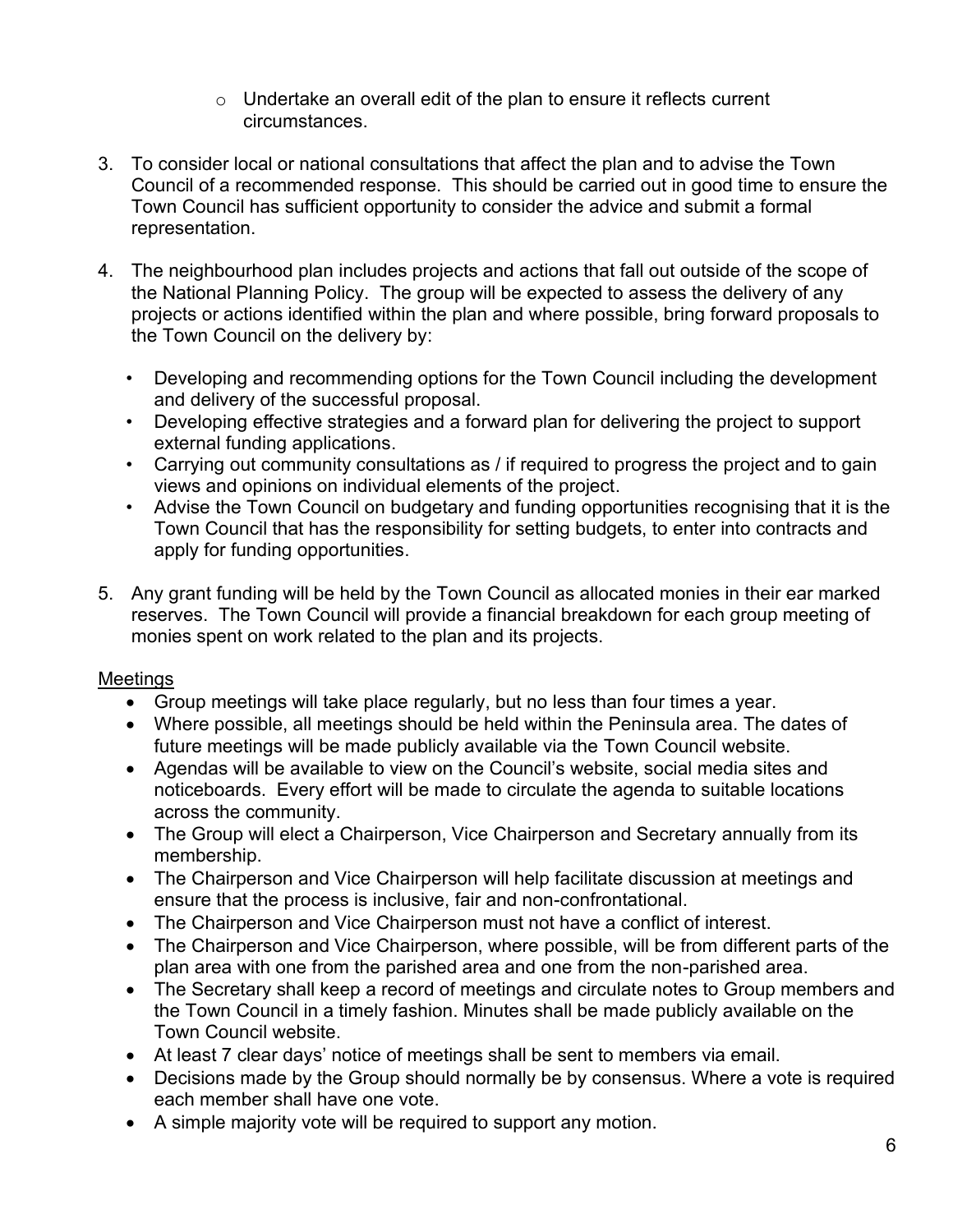- Undertake an overall edit of the plan to ensure it reflects current circumstances.

3. To consider local or national consultations that affect the plan and to advise the Town Council of a recommended response. This should be carried out in good time to ensure the Town Council has sufficient opportunity to consider the advice and submit a formal representation.

4. The neighbourhood plan includes projects and actions that fall out outside of the scope of the National Planning Policy. The group will be expected to assess the delivery of any projects or actions identified within the plan and where possible, bring forward proposals to the Town Council on the delivery by:

   - Developing and recommending options for the Town Council including the development and delivery of the successful proposal.
   - Developing effective strategies and a forward plan for delivering the project to support external funding applications.
   - Carrying out community consultations as / if required to progress the project and to gain views and opinions on individual elements of the project.
   - Advise the Town Council on budgetary and funding opportunities recognising that it is the Town Council that has the responsibility for setting budgets, to enter into contracts and apply for funding opportunities.

5. Any grant funding will be held by the Town Council as allocated monies in their ear marked reserves. The Town Council will provide a financial breakdown for each group meeting of monies spent on work related to the plan and its projects.

<u>Meetings</u>

- Group meetings will take place regularly, but no less than four times a year.
- Where possible, all meetings should be held within the Peninsula area. The dates of future meetings will be made publicly available via the Town Council website.
- Agendas will be available to view on the Council's website, social media sites and noticeboards. Every effort will be made to circulate the agenda to suitable locations across the community.
- The Group will elect a Chairperson, Vice Chairperson and Secretary annually from its membership.
- The Chairperson and Vice Chairperson will help facilitate discussion at meetings and ensure that the process is inclusive, fair and non-confrontational.
- The Chairperson and Vice Chairperson must not have a conflict of interest.
- The Chairperson and Vice Chairperson, where possible, will be from different parts of the plan area with one from the parished area and one from the non-parished area.
- The Secretary shall keep a record of meetings and circulate notes to Group members and the Town Council in a timely fashion. Minutes shall be made publicly available on the Town Council website.
- At least 7 clear days' notice of meetings shall be sent to members via email.
- Decisions made by the Group should normally be by consensus. Where a vote is required each member shall have one vote.
- A simple majority vote will be required to support any motion.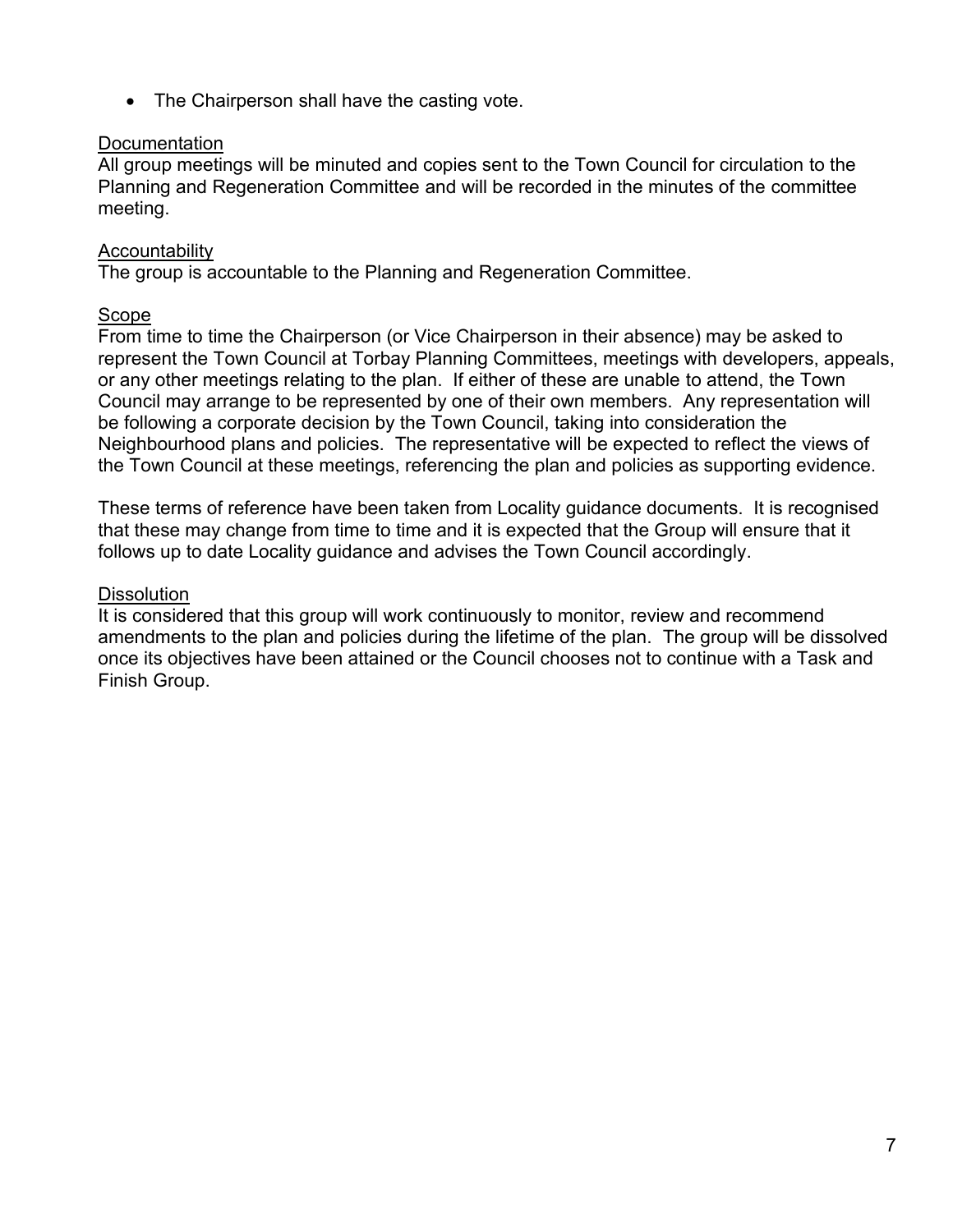- The Chairperson shall have the casting vote.

Documentation

All group meetings will be minuted and copies sent to the Town Council for circulation to the Planning and Regeneration Committee and will be recorded in the minutes of the committee meeting.

Accountability

The group is accountable to the Planning and Regeneration Committee.

Scope

From time to time the Chairperson (or Vice Chairperson in their absence) may be asked to represent the Town Council at Torbay Planning Committees, meetings with developers, appeals, or any other meetings relating to the plan. If either of these are unable to attend, the Town Council may arrange to be represented by one of their own members. Any representation will be following a corporate decision by the Town Council, taking into consideration the Neighbourhood plans and policies. The representative will be expected to reflect the views of the Town Council at these meetings, referencing the plan and policies as supporting evidence.

These terms of reference have been taken from Locality guidance documents. It is recognised that these may change from time to time and it is expected that the Group will ensure that it follows up to date Locality guidance and advises the Town Council accordingly.

Dissolution

It is considered that this group will work continuously to monitor, review and recommend amendments to the plan and policies during the lifetime of the plan. The group will be dissolved once its objectives have been attained or the Council chooses not to continue with a Task and Finish Group.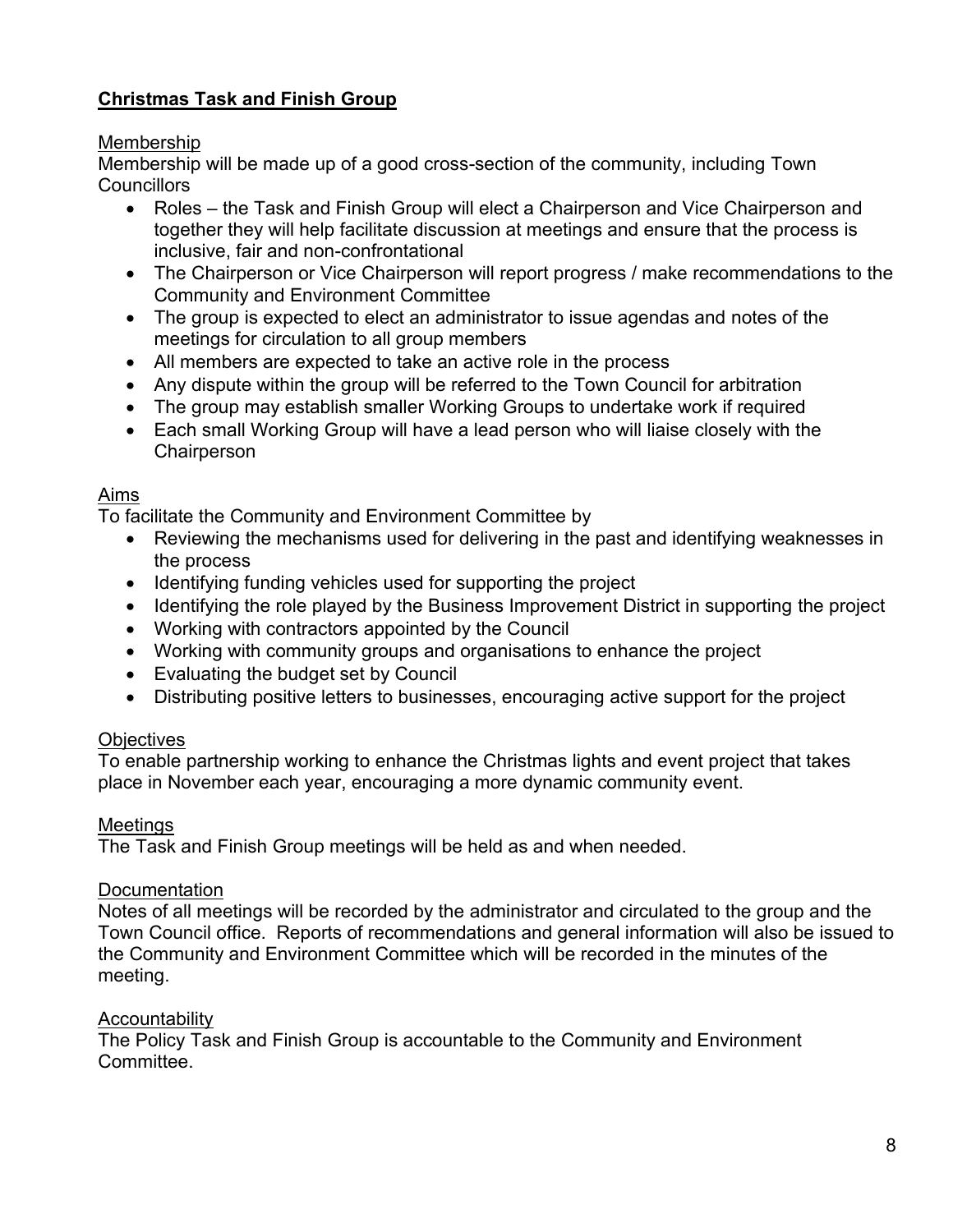## **Christmas Task and Finish Group**

Membership

Membership will be made up of a good cross-section of the community, including Town Councillors

- Roles – the Task and Finish Group will elect a Chairperson and Vice Chairperson and together they will help facilitate discussion at meetings and ensure that the process is inclusive, fair and non-confrontational
- The Chairperson or Vice Chairperson will report progress / make recommendations to the Community and Environment Committee
- The group is expected to elect an administrator to issue agendas and notes of the meetings for circulation to all group members
- All members are expected to take an active role in the process
- Any dispute within the group will be referred to the Town Council for arbitration
- The group may establish smaller Working Groups to undertake work if required
- Each small Working Group will have a lead person who will liaise closely with the Chairperson

Aims

To facilitate the Community and Environment Committee by

- Reviewing the mechanisms used for delivering in the past and identifying weaknesses in the process
- Identifying funding vehicles used for supporting the project
- Identifying the role played by the Business Improvement District in supporting the project
- Working with contractors appointed by the Council
- Working with community groups and organisations to enhance the project
- Evaluating the budget set by Council
- Distributing positive letters to businesses, encouraging active support for the project

Objectives

To enable partnership working to enhance the Christmas lights and event project that takes place in November each year, encouraging a more dynamic community event.

Meetings

The Task and Finish Group meetings will be held as and when needed.

Documentation

Notes of all meetings will be recorded by the administrator and circulated to the group and the Town Council office. Reports of recommendations and general information will also be issued to the Community and Environment Committee which will be recorded in the minutes of the meeting.

Accountability

The Policy Task and Finish Group is accountable to the Community and Environment Committee.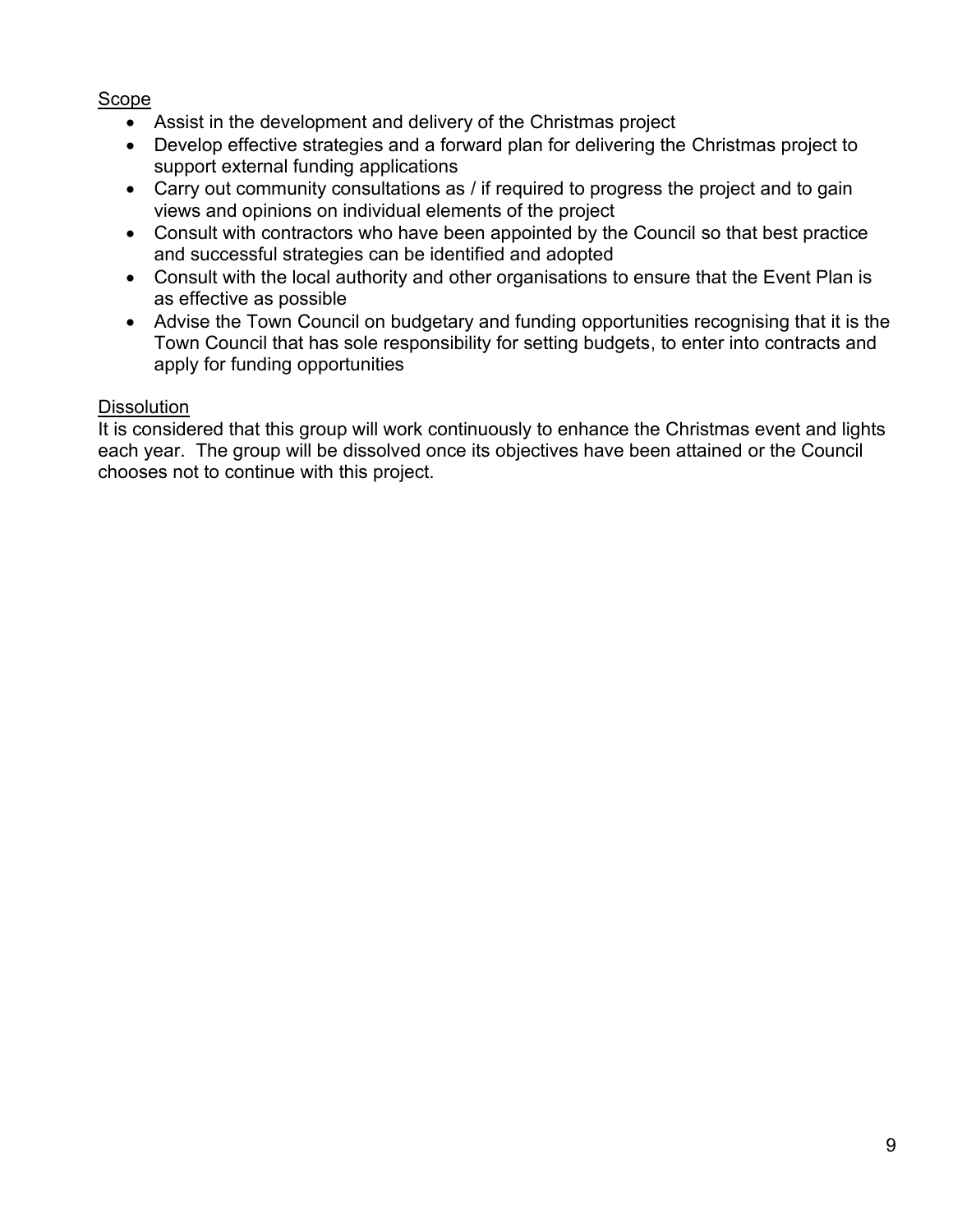<u>Scope</u>

- Assist in the development and delivery of the Christmas project
- Develop effective strategies and a forward plan for delivering the Christmas project to support external funding applications
- Carry out community consultations as / if required to progress the project and to gain views and opinions on individual elements of the project
- Consult with contractors who have been appointed by the Council so that best practice and successful strategies can be identified and adopted
- Consult with the local authority and other organisations to ensure that the Event Plan is as effective as possible
- Advise the Town Council on budgetary and funding opportunities recognising that it is the Town Council that has sole responsibility for setting budgets, to enter into contracts and apply for funding opportunities

<u>Dissolution</u>

It is considered that this group will work continuously to enhance the Christmas event and lights each year. The group will be dissolved once its objectives have been attained or the Council chooses not to continue with this project.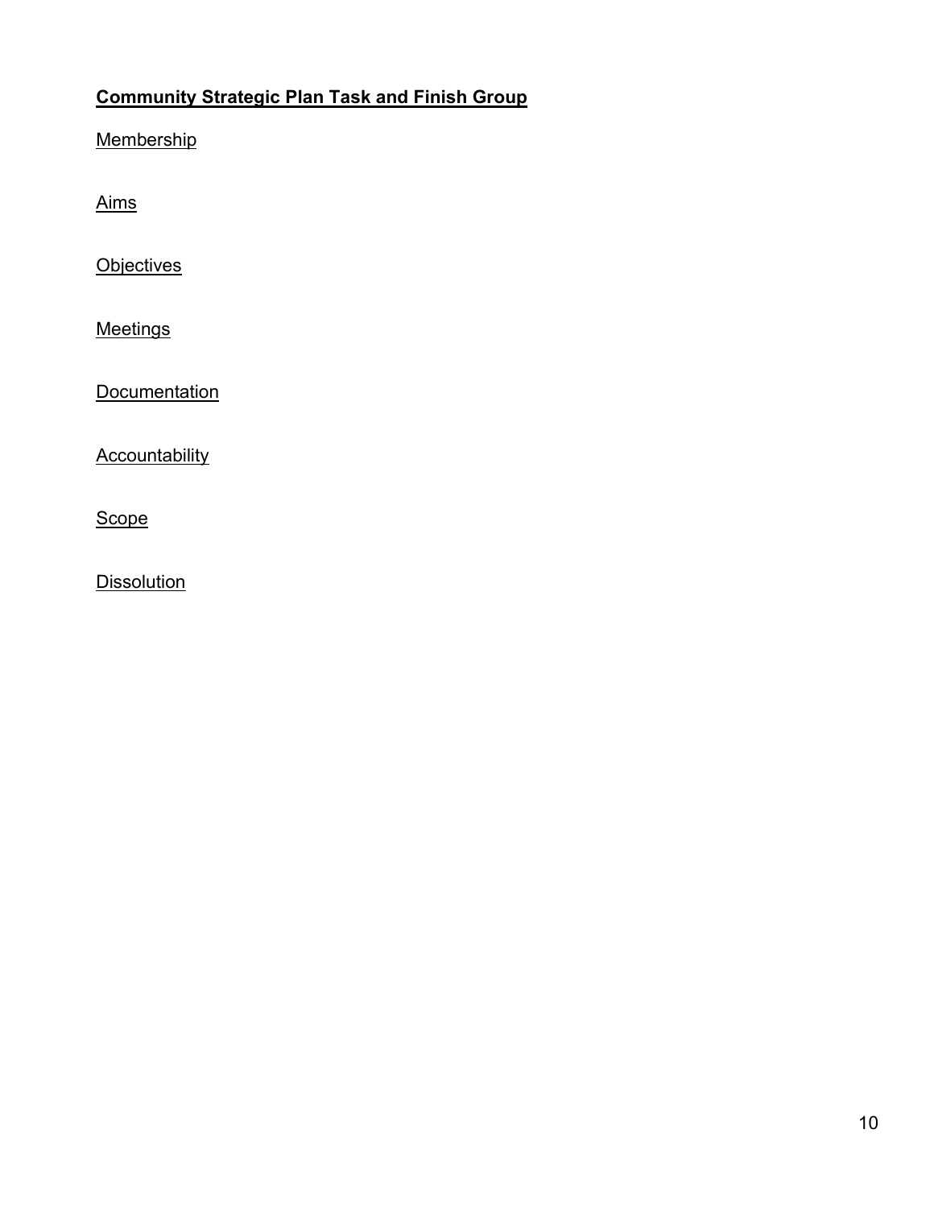## Community Strategic Plan Task and Finish Group

### Membership

### Aims

### Objectives

### Meetings

### Documentation

### Accountability

### Scope

### Dissolution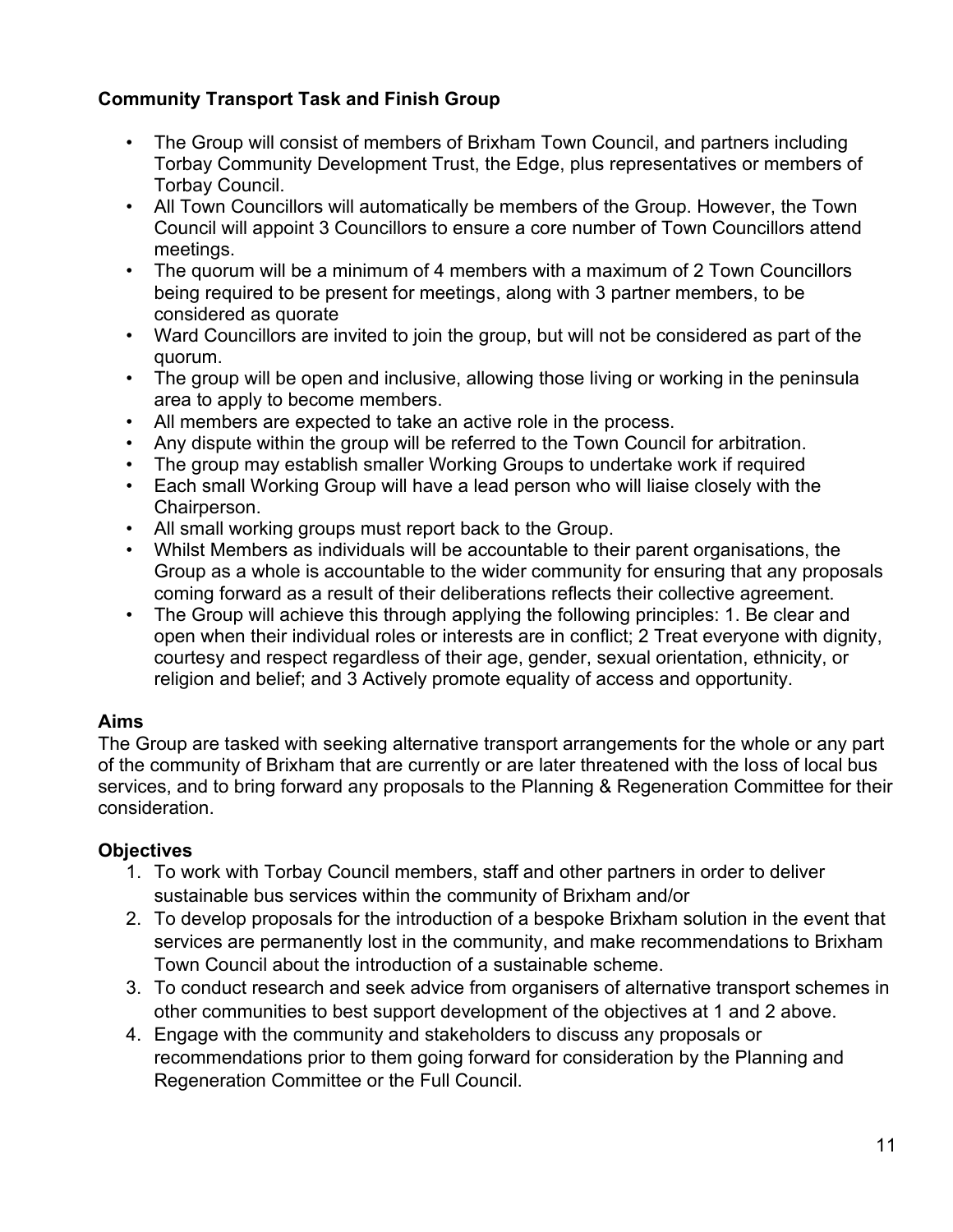**Community Transport Task and Finish Group**

- The Group will consist of members of Brixham Town Council, and partners including Torbay Community Development Trust, the Edge, plus representatives or members of Torbay Council.
- All Town Councillors will automatically be members of the Group. However, the Town Council will appoint 3 Councillors to ensure a core number of Town Councillors attend meetings.
- The quorum will be a minimum of 4 members with a maximum of 2 Town Councillors being required to be present for meetings, along with 3 partner members, to be considered as quorate
- Ward Councillors are invited to join the group, but will not be considered as part of the quorum.
- The group will be open and inclusive, allowing those living or working in the peninsula area to apply to become members.
- All members are expected to take an active role in the process.
- Any dispute within the group will be referred to the Town Council for arbitration.
- The group may establish smaller Working Groups to undertake work if required
- Each small Working Group will have a lead person who will liaise closely with the Chairperson.
- All small working groups must report back to the Group.
- Whilst Members as individuals will be accountable to their parent organisations, the Group as a whole is accountable to the wider community for ensuring that any proposals coming forward as a result of their deliberations reflects their collective agreement.
- The Group will achieve this through applying the following principles: 1. Be clear and open when their individual roles or interests are in conflict; 2 Treat everyone with dignity, courtesy and respect regardless of their age, gender, sexual orientation, ethnicity, or religion and belief; and 3 Actively promote equality of access and opportunity.

**Aims**

The Group are tasked with seeking alternative transport arrangements for the whole or any part of the community of Brixham that are currently or are later threatened with the loss of local bus services, and to bring forward any proposals to the Planning & Regeneration Committee for their consideration.

**Objectives**

1. To work with Torbay Council members, staff and other partners in order to deliver sustainable bus services within the community of Brixham and/or
2. To develop proposals for the introduction of a bespoke Brixham solution in the event that services are permanently lost in the community, and make recommendations to Brixham Town Council about the introduction of a sustainable scheme.
3. To conduct research and seek advice from organisers of alternative transport schemes in other communities to best support development of the objectives at 1 and 2 above.
4. Engage with the community and stakeholders to discuss any proposals or recommendations prior to them going forward for consideration by the Planning and Regeneration Committee or the Full Council.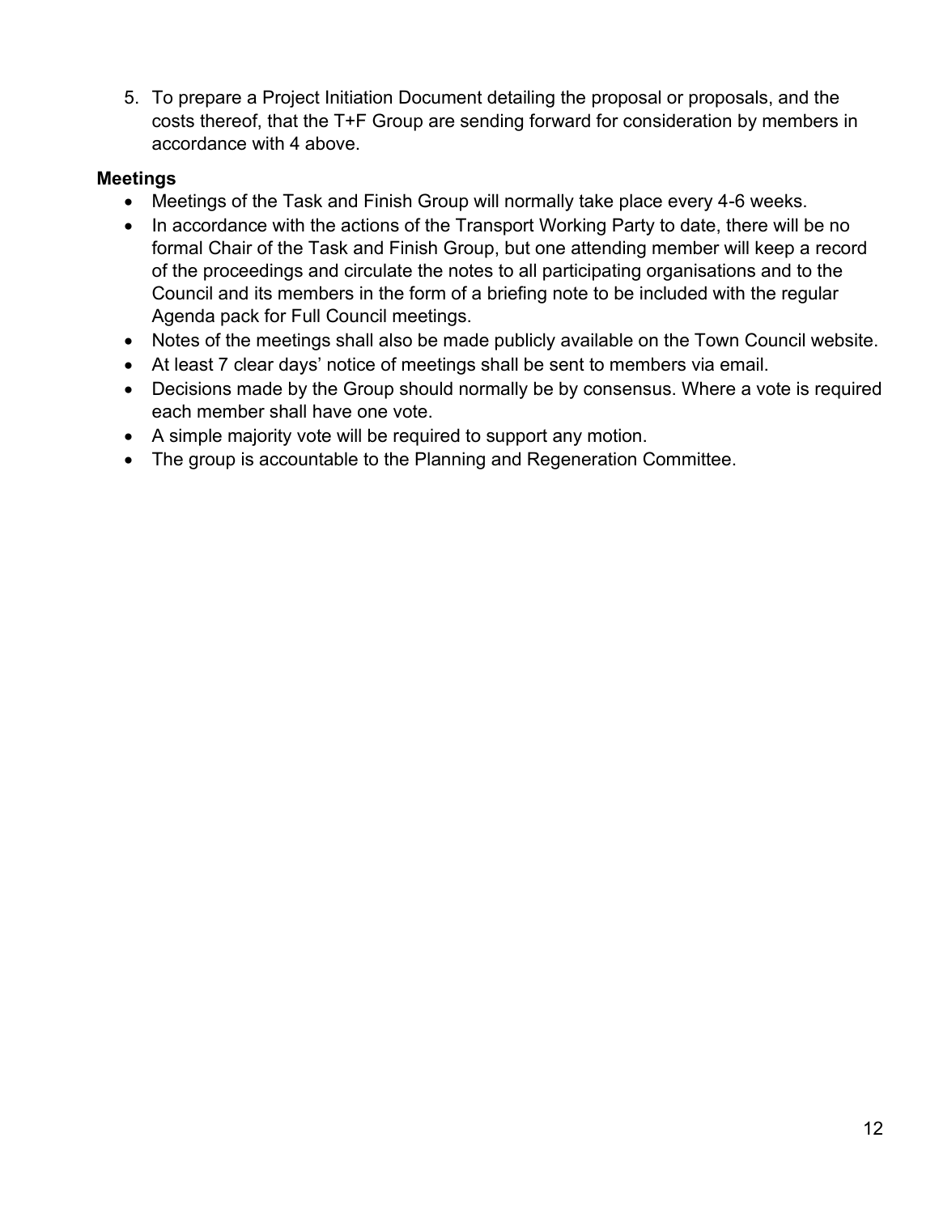5. To prepare a Project Initiation Document detailing the proposal or proposals, and the costs thereof, that the T+F Group are sending forward for consideration by members in accordance with 4 above.

**Meetings**

- Meetings of the Task and Finish Group will normally take place every 4-6 weeks.
- In accordance with the actions of the Transport Working Party to date, there will be no formal Chair of the Task and Finish Group, but one attending member will keep a record of the proceedings and circulate the notes to all participating organisations and to the Council and its members in the form of a briefing note to be included with the regular Agenda pack for Full Council meetings.
- Notes of the meetings shall also be made publicly available on the Town Council website.
- At least 7 clear days' notice of meetings shall be sent to members via email.
- Decisions made by the Group should normally be by consensus. Where a vote is required each member shall have one vote.
- A simple majority vote will be required to support any motion.
- The group is accountable to the Planning and Regeneration Committee.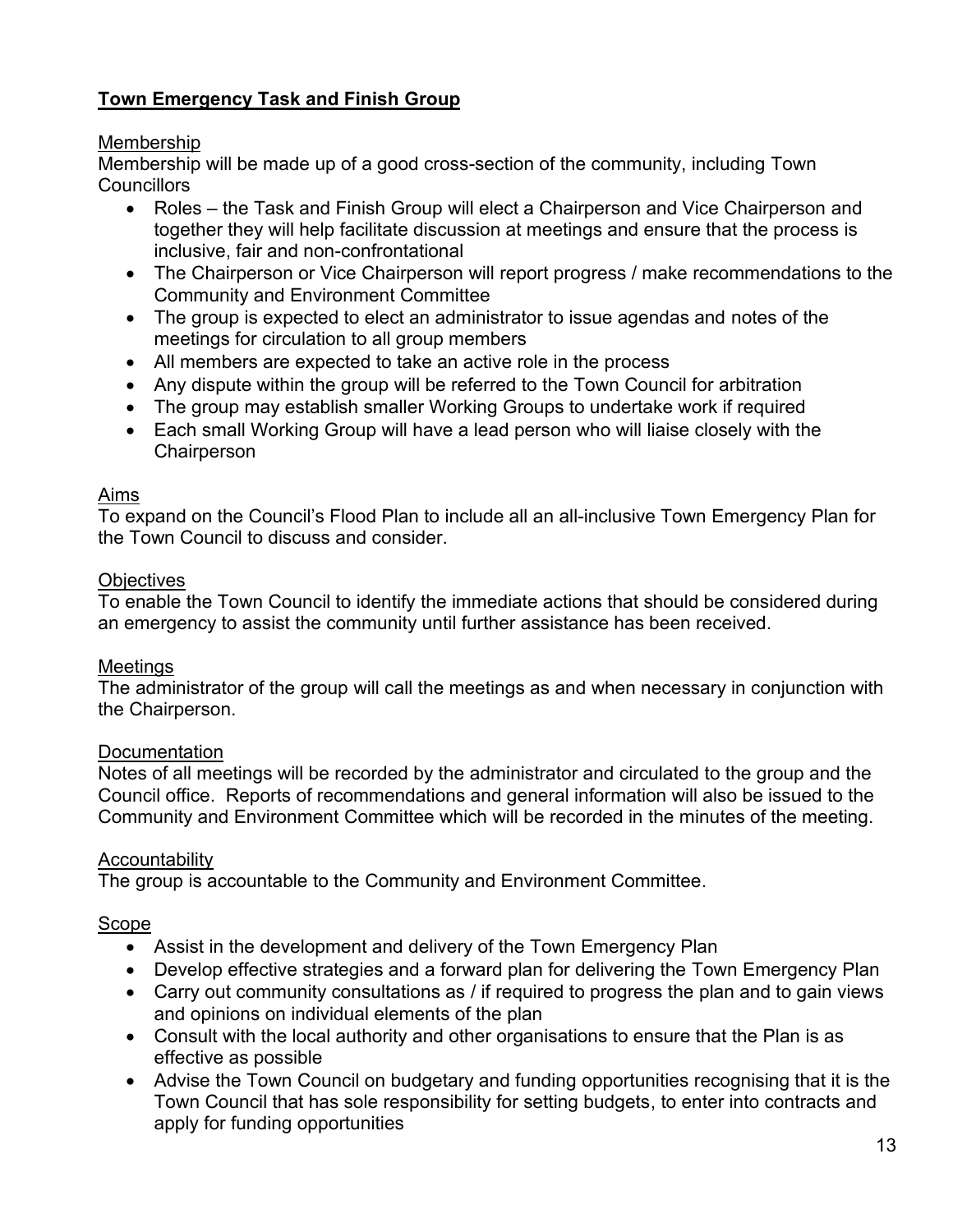**Town Emergency Task and Finish Group**

Membership

Membership will be made up of a good cross-section of the community, including Town Councillors

- Roles – the Task and Finish Group will elect a Chairperson and Vice Chairperson and together they will help facilitate discussion at meetings and ensure that the process is inclusive, fair and non-confrontational
- The Chairperson or Vice Chairperson will report progress / make recommendations to the Community and Environment Committee
- The group is expected to elect an administrator to issue agendas and notes of the meetings for circulation to all group members
- All members are expected to take an active role in the process
- Any dispute within the group will be referred to the Town Council for arbitration
- The group may establish smaller Working Groups to undertake work if required
- Each small Working Group will have a lead person who will liaise closely with the Chairperson

Aims

To expand on the Council's Flood Plan to include all an all-inclusive Town Emergency Plan for the Town Council to discuss and consider.

Objectives

To enable the Town Council to identify the immediate actions that should be considered during an emergency to assist the community until further assistance has been received.

Meetings

The administrator of the group will call the meetings as and when necessary in conjunction with the Chairperson.

Documentation

Notes of all meetings will be recorded by the administrator and circulated to the group and the Council office. Reports of recommendations and general information will also be issued to the Community and Environment Committee which will be recorded in the minutes of the meeting.

Accountability

The group is accountable to the Community and Environment Committee.

Scope

- Assist in the development and delivery of the Town Emergency Plan
- Develop effective strategies and a forward plan for delivering the Town Emergency Plan
- Carry out community consultations as / if required to progress the plan and to gain views and opinions on individual elements of the plan
- Consult with the local authority and other organisations to ensure that the Plan is as effective as possible
- Advise the Town Council on budgetary and funding opportunities recognising that it is the Town Council that has sole responsibility for setting budgets, to enter into contracts and apply for funding opportunities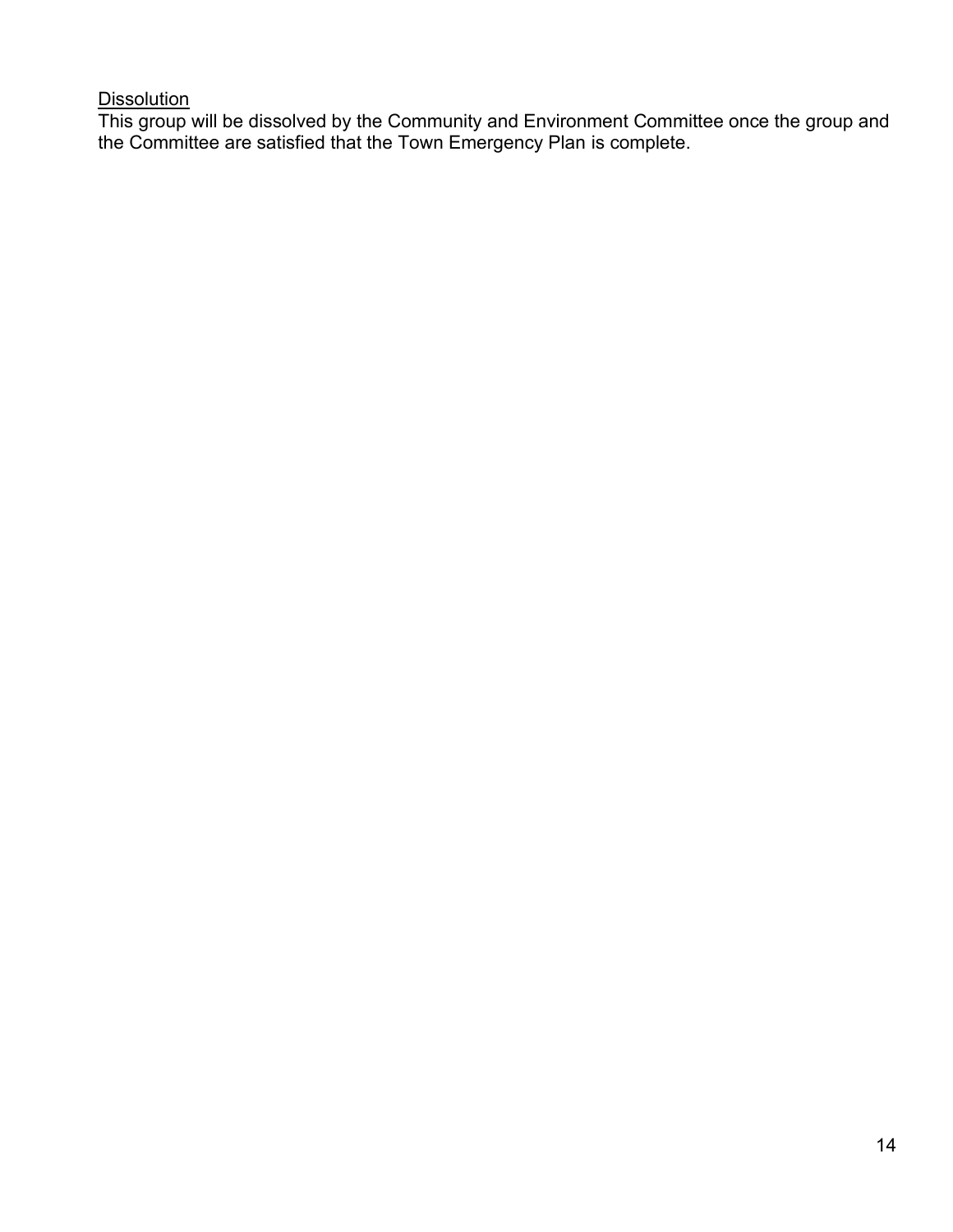<u>Dissolution</u>

This group will be dissolved by the Community and Environment Committee once the group and the Committee are satisfied that the Town Emergency Plan is complete.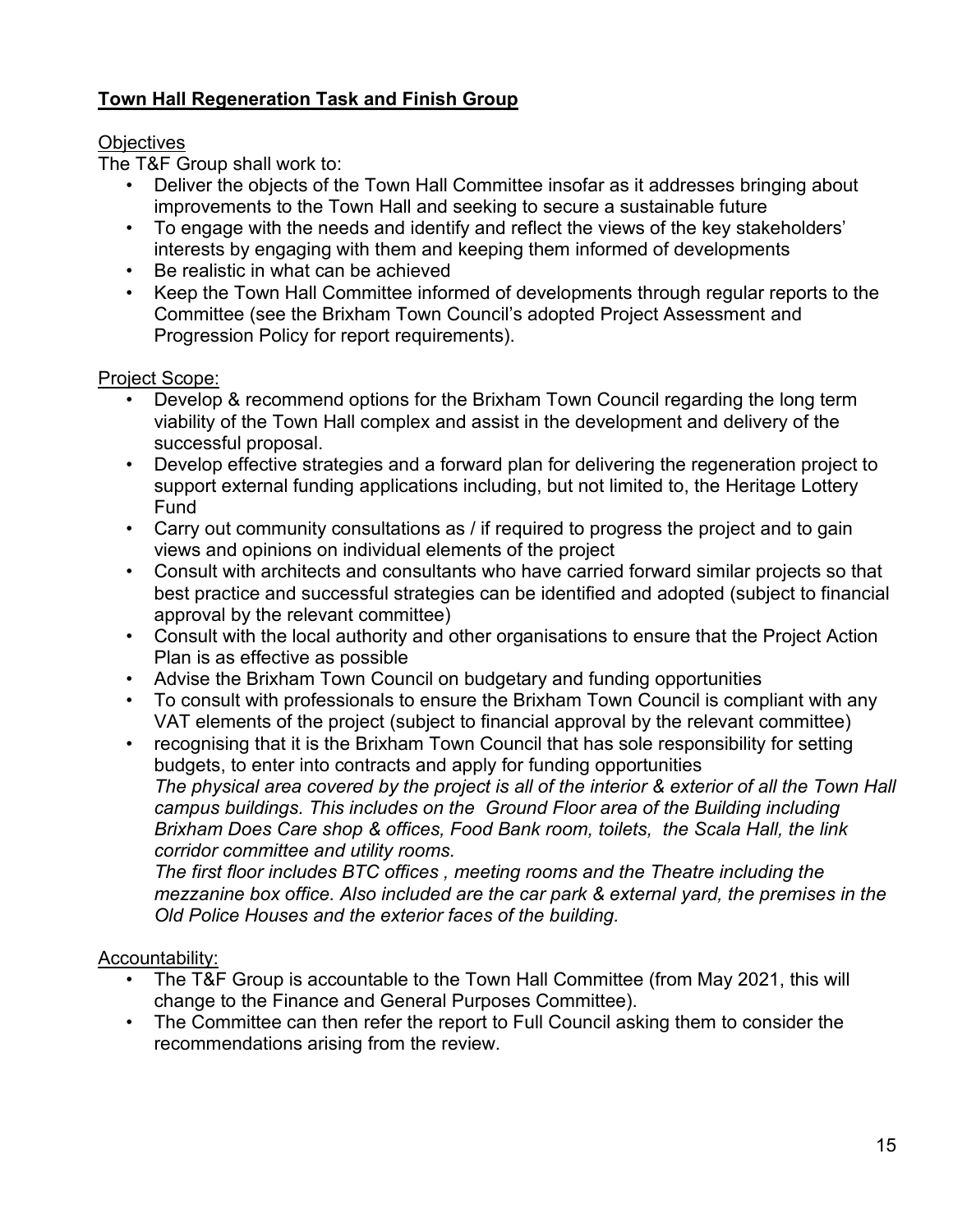## **Town Hall Regeneration Task and Finish Group**

Objectives

The T&F Group shall work to:

- Deliver the objects of the Town Hall Committee insofar as it addresses bringing about improvements to the Town Hall and seeking to secure a sustainable future
- To engage with the needs and identify and reflect the views of the key stakeholders' interests by engaging with them and keeping them informed of developments
- Be realistic in what can be achieved
- Keep the Town Hall Committee informed of developments through regular reports to the Committee (see the Brixham Town Council's adopted Project Assessment and Progression Policy for report requirements).

Project Scope:

- Develop & recommend options for the Brixham Town Council regarding the long term viability of the Town Hall complex and assist in the development and delivery of the successful proposal.
- Develop effective strategies and a forward plan for delivering the regeneration project to support external funding applications including, but not limited to, the Heritage Lottery Fund
- Carry out community consultations as / if required to progress the project and to gain views and opinions on individual elements of the project
- Consult with architects and consultants who have carried forward similar projects so that best practice and successful strategies can be identified and adopted (subject to financial approval by the relevant committee)
- Consult with the local authority and other organisations to ensure that the Project Action Plan is as effective as possible
- Advise the Brixham Town Council on budgetary and funding opportunities
- To consult with professionals to ensure the Brixham Town Council is compliant with any VAT elements of the project (subject to financial approval by the relevant committee)
- recognising that it is the Brixham Town Council that has sole responsibility for setting budgets, to enter into contracts and apply for funding opportunities

  *The physical area covered by the project is all of the interior & exterior of all the Town Hall campus buildings. This includes on the Ground Floor area of the Building including Brixham Does Care shop & offices, Food Bank room, toilets, the Scala Hall, the link corridor committee and utility rooms.*

  *The first floor includes BTC offices , meeting rooms and the Theatre including the mezzanine box office. Also included are the car park & external yard, the premises in the Old Police Houses and the exterior faces of the building.*

Accountability:

- The T&F Group is accountable to the Town Hall Committee (from May 2021, this will change to the Finance and General Purposes Committee).
- The Committee can then refer the report to Full Council asking them to consider the recommendations arising from the review.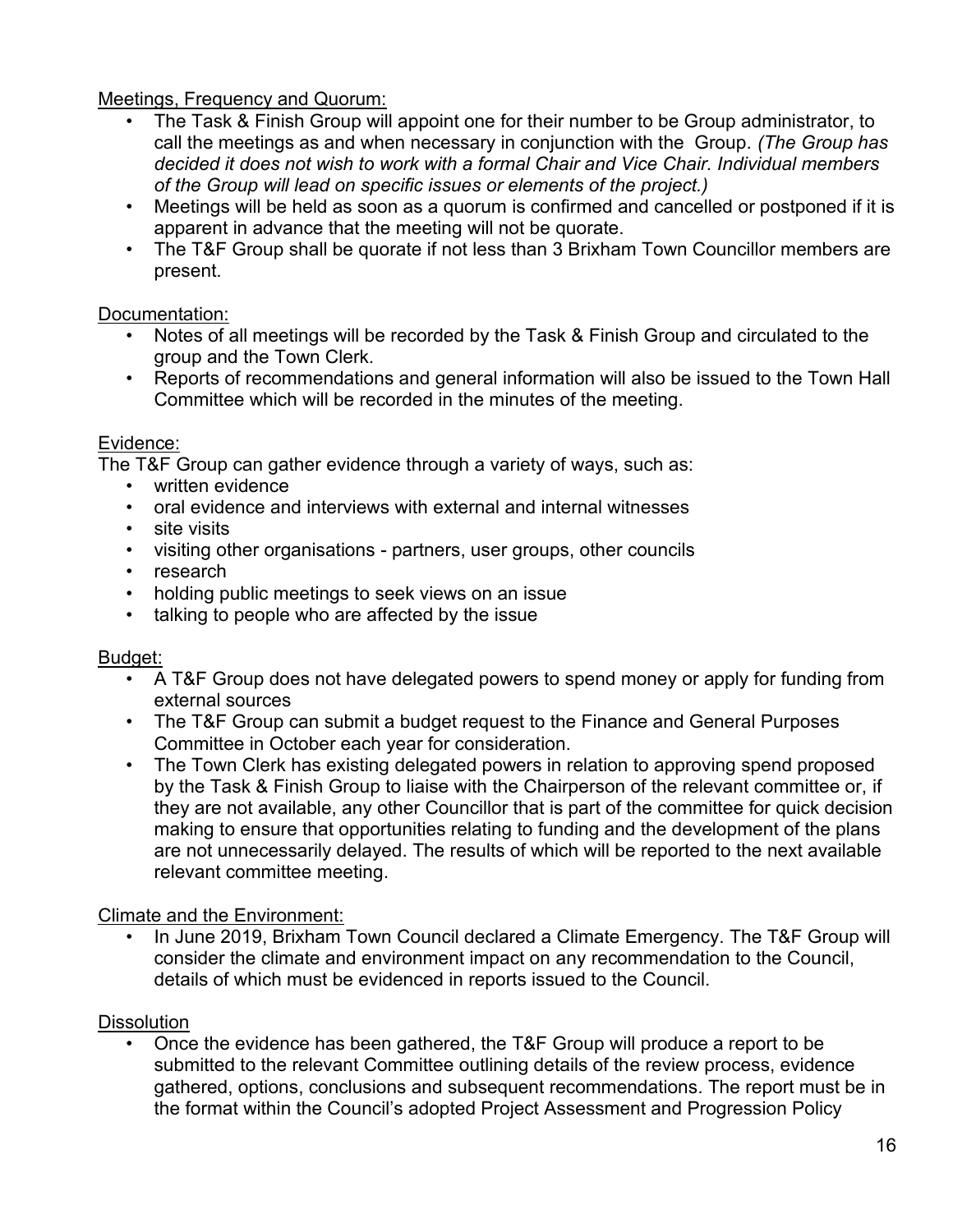Meetings, Frequency and Quorum:

- The Task & Finish Group will appoint one for their number to be Group administrator, to call the meetings as and when necessary in conjunction with the Group. *(The Group has decided it does not wish to work with a formal Chair and Vice Chair. Individual members of the Group will lead on specific issues or elements of the project.)*
- Meetings will be held as soon as a quorum is confirmed and cancelled or postponed if it is apparent in advance that the meeting will not be quorate.
- The T&F Group shall be quorate if not less than 3 Brixham Town Councillor members are present.

Documentation:

- Notes of all meetings will be recorded by the Task & Finish Group and circulated to the group and the Town Clerk.
- Reports of recommendations and general information will also be issued to the Town Hall Committee which will be recorded in the minutes of the meeting.

Evidence:

The T&F Group can gather evidence through a variety of ways, such as:

- written evidence
- oral evidence and interviews with external and internal witnesses
- site visits
- visiting other organisations - partners, user groups, other councils
- research
- holding public meetings to seek views on an issue
- talking to people who are affected by the issue

Budget:

- A T&F Group does not have delegated powers to spend money or apply for funding from external sources
- The T&F Group can submit a budget request to the Finance and General Purposes Committee in October each year for consideration.
- The Town Clerk has existing delegated powers in relation to approving spend proposed by the Task & Finish Group to liaise with the Chairperson of the relevant committee or, if they are not available, any other Councillor that is part of the committee for quick decision making to ensure that opportunities relating to funding and the development of the plans are not unnecessarily delayed. The results of which will be reported to the next available relevant committee meeting.

Climate and the Environment:

- In June 2019, Brixham Town Council declared a Climate Emergency. The T&F Group will consider the climate and environment impact on any recommendation to the Council, details of which must be evidenced in reports issued to the Council.

Dissolution

- Once the evidence has been gathered, the T&F Group will produce a report to be submitted to the relevant Committee outlining details of the review process, evidence gathered, options, conclusions and subsequent recommendations. The report must be in the format within the Council's adopted Project Assessment and Progression Policy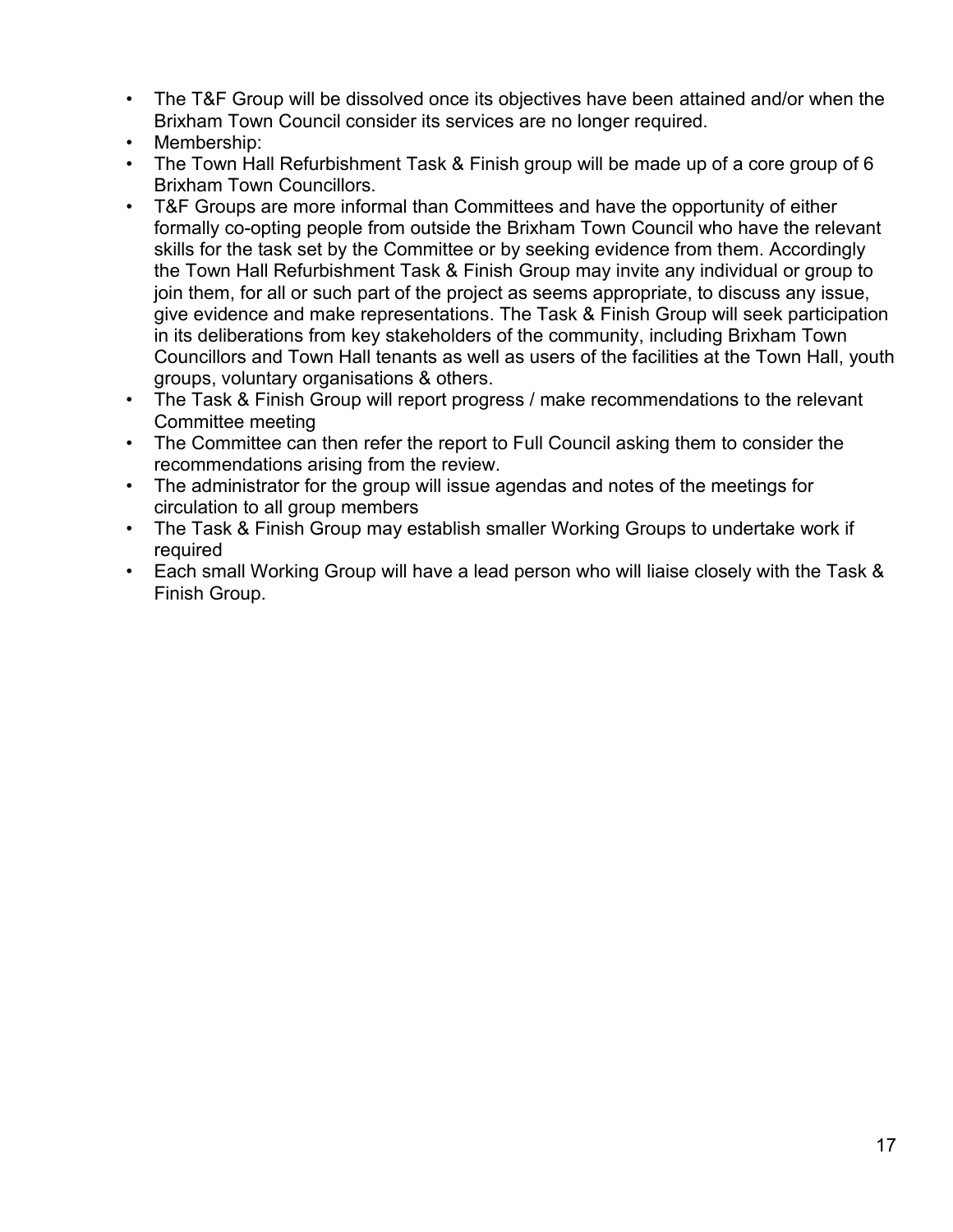- The T&F Group will be dissolved once its objectives have been attained and/or when the Brixham Town Council consider its services are no longer required.
- Membership:
- The Town Hall Refurbishment Task & Finish group will be made up of a core group of 6 Brixham Town Councillors.
- T&F Groups are more informal than Committees and have the opportunity of either formally co-opting people from outside the Brixham Town Council who have the relevant skills for the task set by the Committee or by seeking evidence from them. Accordingly the Town Hall Refurbishment Task & Finish Group may invite any individual or group to join them, for all or such part of the project as seems appropriate, to discuss any issue, give evidence and make representations. The Task & Finish Group will seek participation in its deliberations from key stakeholders of the community, including Brixham Town Councillors and Town Hall tenants as well as users of the facilities at the Town Hall, youth groups, voluntary organisations & others.
- The Task & Finish Group will report progress / make recommendations to the relevant Committee meeting
- The Committee can then refer the report to Full Council asking them to consider the recommendations arising from the review.
- The administrator for the group will issue agendas and notes of the meetings for circulation to all group members
- The Task & Finish Group may establish smaller Working Groups to undertake work if required
- Each small Working Group will have a lead person who will liaise closely with the Task & Finish Group.